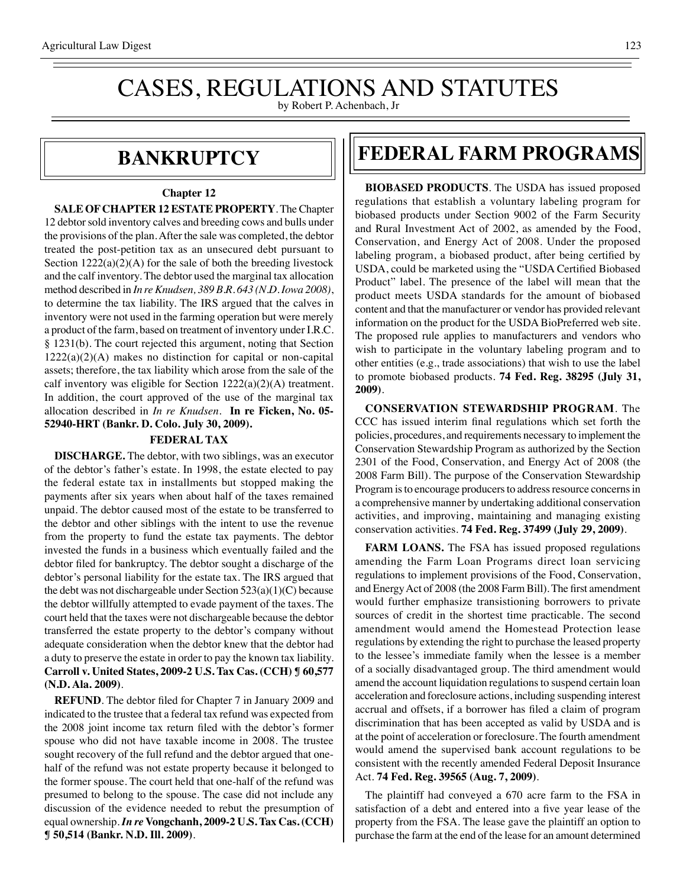# CASES, REGULATIONS AND STATUTES

by Robert P. Achenbach, Jr

## BANKRUPTCY

### Chapter 12

**SALE OF CHAPTER 12 ESTATE PROPERTY**. The Chapter 12 debtor sold inventory calves and breeding cows and bulls under the provisions of the plan. After the sale was completed, the debtor treated the post-petition tax as an unsecured debt pursuant to Section 1222(a)(2)(A) for the sale of both the breeding livestock and the calf inventory. The debtor used the marginal tax allocation method described in *In re Knudsen, 389 B.R. 643 (N.D. Iowa 2008)*, to determine the tax liability. The IRS argued that the calves in inventory were not used in the farming operation but were merely a product of the farm, based on treatment of inventory under I.R.C. § 1231(b). The court rejected this argument, noting that Section 1222(a)(2)(A) makes no distinction for capital or non-capital assets; therefore, the tax liability which arose from the sale of the calf inventory was eligible for Section 1222(a)(2)(A) treatment. In addition, the court approved of the use of the marginal tax allocation described in *In re Knudsen*. **In re Ficken, No. 05-52940-HRT (Bankr. D. Colo. July 30, 2009).**

### FEDERAL TAX

**DISCHARGE.** The debtor, with two siblings, was an executor of the debtor's father's estate. In 1998, the estate elected to pay the federal estate tax in installments but stopped making the payments after six years when about half of the taxes remained unpaid. The debtor caused most of the estate to be transferred to the debtor and other siblings with the intent to use the revenue from the property to fund the estate tax payments. The debtor invested the funds in a business which eventually failed and the debtor filed for bankruptcy. The debtor sought a discharge of the debtor's personal liability for the estate tax. The IRS argued that the debt was not dischargeable under Section 523(a)(1)(C) because the debtor willfully attempted to evade payment of the taxes. The court held that the taxes were not dischargeable because the debtor transferred the estate property to the debtor's company without adequate consideration when the debtor knew that the debtor had a duty to preserve the estate in order to pay the known tax liability. **Carroll v. United States, 2009-2 U.S. Tax Cas. (CCH) ¶ 60,577 (N.D. Ala. 2009)**.

**REFUND**. The debtor filed for Chapter 7 in January 2009 and indicated to the trustee that a federal tax refund was expected from the 2008 joint income tax return filed with the debtor's former spouse who did not have taxable income in 2008. The trustee sought recovery of the full refund and the debtor argued that one-half of the refund was not estate property because it belonged to the former spouse. The court held that one-half of the refund was presumed to belong to the spouse. The case did not include any discussion of the evidence needed to rebut the presumption of equal ownership. ***In re* Vongchanh, 2009-2 U.S. Tax Cas. (CCH) ¶ 50,514 (Bankr. N.D. Ill. 2009)**.

## FEDERAL FARM PROGRAMS

**BIOBASED PRODUCTS**. The USDA has issued proposed regulations that establish a voluntary labeling program for biobased products under Section 9002 of the Farm Security and Rural Investment Act of 2002, as amended by the Food, Conservation, and Energy Act of 2008. Under the proposed labeling program, a biobased product, after being certified by USDA, could be marketed using the "USDA Certified Biobased Product" label. The presence of the label will mean that the product meets USDA standards for the amount of biobased content and that the manufacturer or vendor has provided relevant information on the product for the USDA BioPreferred web site. The proposed rule applies to manufacturers and vendors who wish to participate in the voluntary labeling program and to other entities (e.g., trade associations) that wish to use the label to promote biobased products. **74 Fed. Reg. 38295 (July 31, 2009)**.

**CONSERVATION STEWARDSHIP PROGRAM**. The CCC has issued interim final regulations which set forth the policies, procedures, and requirements necessary to implement the Conservation Stewardship Program as authorized by the Section 2301 of the Food, Conservation, and Energy Act of 2008 (the 2008 Farm Bill). The purpose of the Conservation Stewardship Program is to encourage producers to address resource concerns in a comprehensive manner by undertaking additional conservation activities, and improving, maintaining and managing existing conservation activities. **74 Fed. Reg. 37499 (July 29, 2009)**.

**FARM LOANS.** The FSA has issued proposed regulations amending the Farm Loan Programs direct loan servicing regulations to implement provisions of the Food, Conservation, and Energy Act of 2008 (the 2008 Farm Bill). The first amendment would further emphasize transistioning borrowers to private sources of credit in the shortest time practicable. The second amendment would amend the Homestead Protection lease regulations by extending the right to purchase the leased property to the lessee's immediate family when the lessee is a member of a socially disadvantaged group. The third amendment would amend the account liquidation regulations to suspend certain loan acceleration and foreclosure actions, including suspending interest accrual and offsets, if a borrower has filed a claim of program discrimination that has been accepted as valid by USDA and is at the point of acceleration or foreclosure. The fourth amendment would amend the supervised bank account regulations to be consistent with the recently amended Federal Deposit Insurance Act. **74 Fed. Reg. 39565 (Aug. 7, 2009)**.

The plaintiff had conveyed a 670 acre farm to the FSA in satisfaction of a debt and entered into a five year lease of the property from the FSA. The lease gave the plaintiff an option to purchase the farm at the end of the lease for an amount determined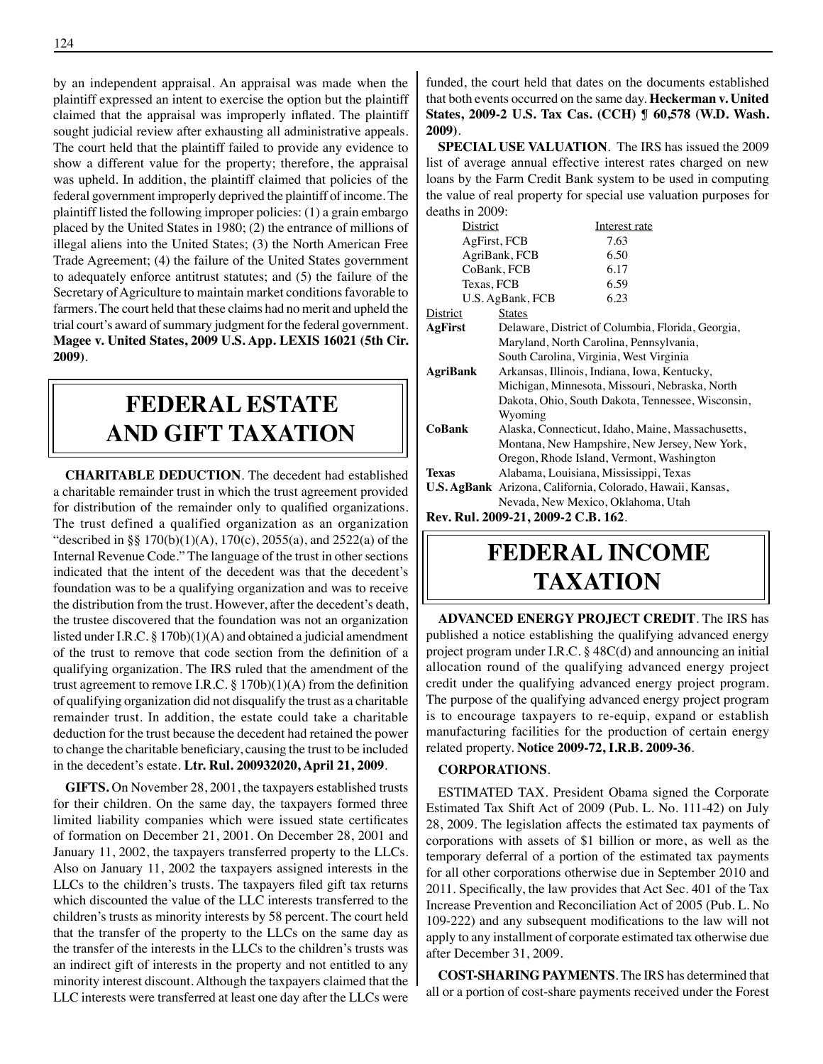by an independent appraisal. An appraisal was made when the plaintiff expressed an intent to exercise the option but the plaintiff claimed that the appraisal was improperly inflated. The plaintiff sought judicial review after exhausting all administrative appeals. The court held that the plaintiff failed to provide any evidence to show a different value for the property; therefore, the appraisal was upheld. In addition, the plaintiff claimed that policies of the federal government improperly deprived the plaintiff of income. The plaintiff listed the following improper policies: (1) a grain embargo placed by the United States in 1980; (2) the entrance of millions of illegal aliens into the United States; (3) the North American Free Trade Agreement; (4) the failure of the United States government to adequately enforce antitrust statutes; and (5) the failure of the Secretary of Agriculture to maintain market conditions favorable to farmers. The court held that these claims had no merit and upheld the trial court's award of summary judgment for the federal government. **Magee v. United States, 2009 U.S. App. LEXIS 16021 (5th Cir. 2009)**.

# FEDERAL ESTATE AND GIFT TAXATION

**CHARITABLE DEDUCTION**. The decedent had established a charitable remainder trust in which the trust agreement provided for distribution of the remainder only to qualified organizations. The trust defined a qualified organization as an organization "described in §§ 170(b)(1)(A), 170(c), 2055(a), and 2522(a) of the Internal Revenue Code." The language of the trust in other sections indicated that the intent of the decedent was that the decedent's foundation was to be a qualifying organization and was to receive the distribution from the trust. However, after the decedent's death, the trustee discovered that the foundation was not an organization listed under I.R.C. § 170b)(1)(A) and obtained a judicial amendment of the trust to remove that code section from the definition of a qualifying organization. The IRS ruled that the amendment of the trust agreement to remove I.R.C. § 170b)(1)(A) from the definition of qualifying organization did not disqualify the trust as a charitable remainder trust. In addition, the estate could take a charitable deduction for the trust because the decedent had retained the power to change the charitable beneficiary, causing the trust to be included in the decedent's estate. **Ltr. Rul. 200932020, April 21, 2009**.

**GIFTS.** On November 28, 2001, the taxpayers established trusts for their children. On the same day, the taxpayers formed three limited liability companies which were issued state certificates of formation on December 21, 2001. On December 28, 2001 and January 11, 2002, the taxpayers transferred property to the LLCs. Also on January 11, 2002 the taxpayers assigned interests in the LLCs to the children's trusts. The taxpayers filed gift tax returns which discounted the value of the LLC interests transferred to the children's trusts as minority interests by 58 percent. The court held that the transfer of the property to the LLCs on the same day as the transfer of the interests in the LLCs to the children's trusts was an indirect gift of interests in the property and not entitled to any minority interest discount. Although the taxpayers claimed that the LLC interests were transferred at least one day after the LLCs were funded, the court held that dates on the documents established that both events occurred on the same day. **Heckerman v. United States, 2009-2 U.S. Tax Cas. (CCH) ¶ 60,578 (W.D. Wash. 2009)**.

**SPECIAL USE VALUATION**. The IRS has issued the 2009 list of average annual effective interest rates charged on new loans by the Farm Credit Bank system to be used in computing the value of real property for special use valuation purposes for deaths in 2009:

| District | Interest rate |
|---|---|
| AgFirst, FCB | 7.63 |
| AgriBank, FCB | 6.50 |
| CoBank, FCB | 6.17 |
| Texas, FCB | 6.59 |
| U.S. AgBank, FCB | 6.23 |

| District | States |
|---|---|
| **AgFirst** | Delaware, District of Columbia, Florida, Georgia, Maryland, North Carolina, Pennsylvania, South Carolina, Virginia, West Virginia |
| **AgriBank** | Arkansas, Illinois, Indiana, Iowa, Kentucky, Michigan, Minnesota, Missouri, Nebraska, North Dakota, Ohio, South Dakota, Tennessee, Wisconsin, Wyoming |
| **CoBank** | Alaska, Connecticut, Idaho, Maine, Massachusetts, Montana, New Hampshire, New Jersey, New York, Oregon, Rhode Island, Vermont, Washington |
| **Texas** | Alabama, Louisiana, Mississippi, Texas |
| **U.S. AgBank** | Arizona, California, Colorado, Hawaii, Kansas, Nevada, New Mexico, Oklahoma, Utah |

**Rev. Rul. 2009-21, 2009-2 C.B. 162**.

# FEDERAL INCOME TAXATION

**ADVANCED ENERGY PROJECT CREDIT**. The IRS has published a notice establishing the qualifying advanced energy project program under I.R.C. § 48C(d) and announcing an initial allocation round of the qualifying advanced energy project credit under the qualifying advanced energy project program. The purpose of the qualifying advanced energy project program is to encourage taxpayers to re-equip, expand or establish manufacturing facilities for the production of certain energy related property. **Notice 2009-72, I.R.B. 2009-36**.

**CORPORATIONS**.

ESTIMATED TAX. President Obama signed the Corporate Estimated Tax Shift Act of 2009 (Pub. L. No. 111-42) on July 28, 2009. The legislation affects the estimated tax payments of corporations with assets of $1 billion or more, as well as the temporary deferral of a portion of the estimated tax payments for all other corporations otherwise due in September 2010 and 2011. Specifically, the law provides that Act Sec. 401 of the Tax Increase Prevention and Reconciliation Act of 2005 (Pub. L. No 109-222) and any subsequent modifications to the law will not apply to any installment of corporate estimated tax otherwise due after December 31, 2009.

**COST-SHARING PAYMENTS**. The IRS has determined that all or a portion of cost-share payments received under the Forest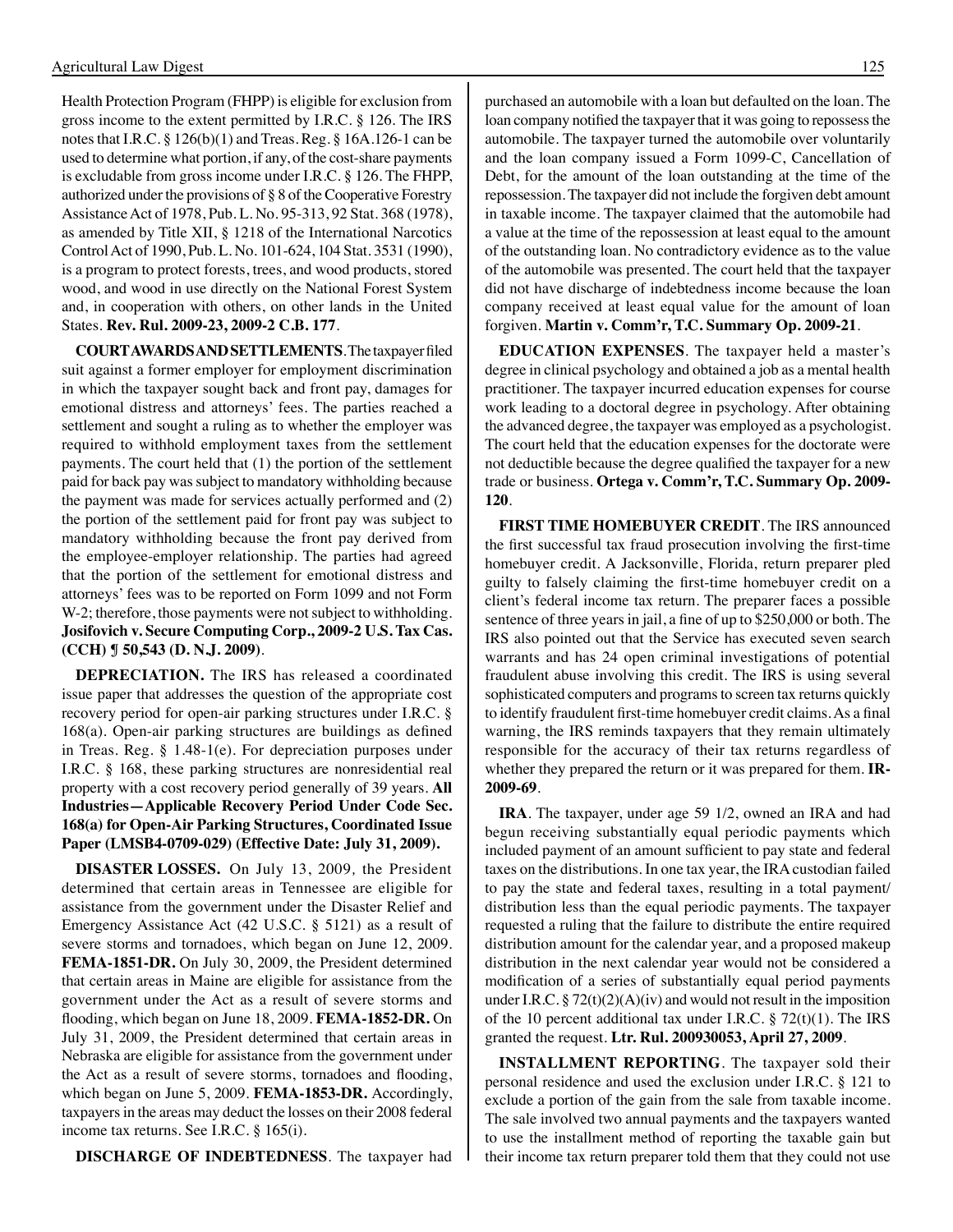Health Protection Program (FHPP) is eligible for exclusion from gross income to the extent permitted by I.R.C. § 126. The IRS notes that I.R.C. § 126(b)(1) and Treas. Reg. § 16A.126-1 can be used to determine what portion, if any, of the cost-share payments is excludable from gross income under I.R.C. § 126. The FHPP, authorized under the provisions of § 8 of the Cooperative Forestry Assistance Act of 1978, Pub. L. No. 95-313, 92 Stat. 368 (1978), as amended by Title XII, § 1218 of the International Narcotics Control Act of 1990, Pub. L. No. 101-624, 104 Stat. 3531 (1990), is a program to protect forests, trees, and wood products, stored wood, and wood in use directly on the National Forest System and, in cooperation with others, on other lands in the United States. **Rev. Rul. 2009-23, 2009-2 C.B. 177**.

**COURT AWARDS AND SETTLEMENTS**. The taxpayer filed suit against a former employer for employment discrimination in which the taxpayer sought back and front pay, damages for emotional distress and attorneys' fees. The parties reached a settlement and sought a ruling as to whether the employer was required to withhold employment taxes from the settlement payments. The court held that (1) the portion of the settlement paid for back pay was subject to mandatory withholding because the payment was made for services actually performed and (2) the portion of the settlement paid for front pay was subject to mandatory withholding because the front pay derived from the employee-employer relationship. The parties had agreed that the portion of the settlement for emotional distress and attorneys' fees was to be reported on Form 1099 and not Form W-2; therefore, those payments were not subject to withholding. **Josifovich v. Secure Computing Corp., 2009-2 U.S. Tax Cas. (CCH) ¶ 50,543 (D. N.J. 2009)**.

**DEPRECIATION.** The IRS has released a coordinated issue paper that addresses the question of the appropriate cost recovery period for open-air parking structures under I.R.C. § 168(a). Open-air parking structures are buildings as defined in Treas. Reg. § 1.48-1(e). For depreciation purposes under I.R.C. § 168, these parking structures are nonresidential real property with a cost recovery period generally of 39 years. **All Industries—Applicable Recovery Period Under Code Sec. 168(a) for Open-Air Parking Structures, Coordinated Issue Paper (LMSB4-0709-029) (Effective Date: July 31, 2009).**

**DISASTER LOSSES.** On July 13, 2009, the President determined that certain areas in Tennessee are eligible for assistance from the government under the Disaster Relief and Emergency Assistance Act (42 U.S.C. § 5121) as a result of severe storms and tornadoes, which began on June 12, 2009. **FEMA-1851-DR.** On July 30, 2009, the President determined that certain areas in Maine are eligible for assistance from the government under the Act as a result of severe storms and flooding, which began on June 18, 2009. **FEMA-1852-DR.** On July 31, 2009, the President determined that certain areas in Nebraska are eligible for assistance from the government under the Act as a result of severe storms, tornadoes and flooding, which began on June 5, 2009. **FEMA-1853-DR.** Accordingly, taxpayers in the areas may deduct the losses on their 2008 federal income tax returns. See I.R.C. § 165(i).

**DISCHARGE OF INDEBTEDNESS**. The taxpayer had purchased an automobile with a loan but defaulted on the loan. The loan company notified the taxpayer that it was going to repossess the automobile. The taxpayer turned the automobile over voluntarily and the loan company issued a Form 1099-C, Cancellation of Debt, for the amount of the loan outstanding at the time of the repossession. The taxpayer did not include the forgiven debt amount in taxable income. The taxpayer claimed that the automobile had a value at the time of the repossession at least equal to the amount of the outstanding loan. No contradictory evidence as to the value of the automobile was presented. The court held that the taxpayer did not have discharge of indebtedness income because the loan company received at least equal value for the amount of loan forgiven. **Martin v. Comm'r, T.C. Summary Op. 2009-21**.

**EDUCATION EXPENSES**. The taxpayer held a master's degree in clinical psychology and obtained a job as a mental health practitioner. The taxpayer incurred education expenses for course work leading to a doctoral degree in psychology. After obtaining the advanced degree, the taxpayer was employed as a psychologist. The court held that the education expenses for the doctorate were not deductible because the degree qualified the taxpayer for a new trade or business. **Ortega v. Comm'r, T.C. Summary Op. 2009-120**.

**FIRST TIME HOMEBUYER CREDIT**. The IRS announced the first successful tax fraud prosecution involving the first-time homebuyer credit. A Jacksonville, Florida, return preparer pled guilty to falsely claiming the first-time homebuyer credit on a client's federal income tax return. The preparer faces a possible sentence of three years in jail, a fine of up to $250,000 or both. The IRS also pointed out that the Service has executed seven search warrants and has 24 open criminal investigations of potential fraudulent abuse involving this credit. The IRS is using several sophisticated computers and programs to screen tax returns quickly to identify fraudulent first-time homebuyer credit claims. As a final warning, the IRS reminds taxpayers that they remain ultimately responsible for the accuracy of their tax returns regardless of whether they prepared the return or it was prepared for them. **IR-2009-69**.

**IRA**. The taxpayer, under age 59 1/2, owned an IRA and had begun receiving substantially equal periodic payments which included payment of an amount sufficient to pay state and federal taxes on the distributions. In one tax year, the IRA custodian failed to pay the state and federal taxes, resulting in a total payment/distribution less than the equal periodic payments. The taxpayer requested a ruling that the failure to distribute the entire required distribution amount for the calendar year, and a proposed makeup distribution in the next calendar year would not be considered a modification of a series of substantially equal period payments under I.R.C. § 72(t)(2)(A)(iv) and would not result in the imposition of the 10 percent additional tax under I.R.C. § 72(t)(1). The IRS granted the request. **Ltr. Rul. 200930053, April 27, 2009**.

**INSTALLMENT REPORTING**. The taxpayer sold their personal residence and used the exclusion under I.R.C. § 121 to exclude a portion of the gain from the sale from taxable income. The sale involved two annual payments and the taxpayers wanted to use the installment method of reporting the taxable gain but their income tax return preparer told them that they could not use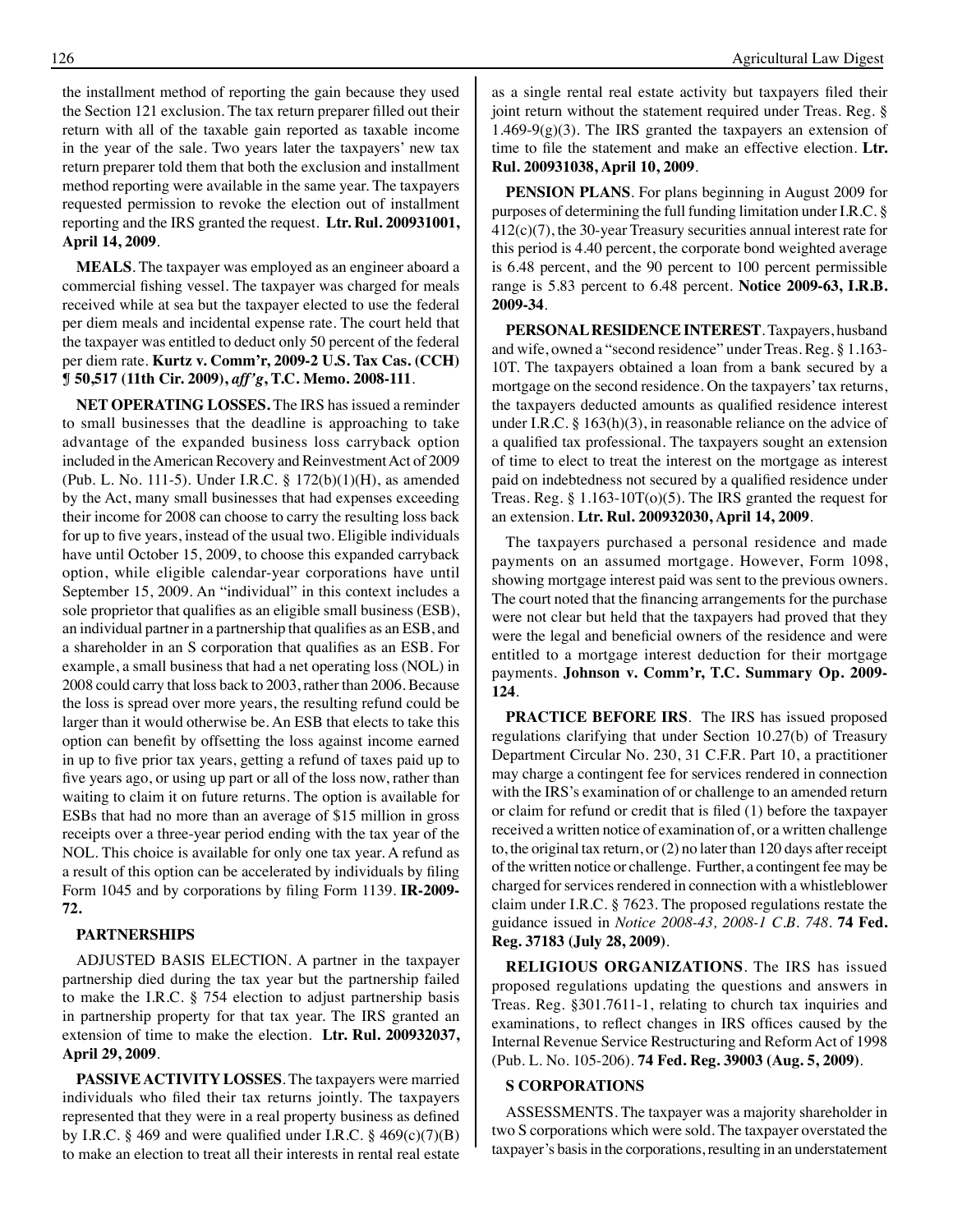the installment method of reporting the gain because they used the Section 121 exclusion. The tax return preparer filled out their return with all of the taxable gain reported as taxable income in the year of the sale. Two years later the taxpayers' new tax return preparer told them that both the exclusion and installment method reporting were available in the same year. The taxpayers requested permission to revoke the election out of installment reporting and the IRS granted the request. **Ltr. Rul. 200931001, April 14, 2009**.

**MEALS**. The taxpayer was employed as an engineer aboard a commercial fishing vessel. The taxpayer was charged for meals received while at sea but the taxpayer elected to use the federal per diem meals and incidental expense rate. The court held that the taxpayer was entitled to deduct only 50 percent of the federal per diem rate. **Kurtz v. Comm'r, 2009-2 U.S. Tax Cas. (CCH) ¶ 50,517 (11th Cir. 2009), *aff'g*, T.C. Memo. 2008-111**.

**NET OPERATING LOSSES.** The IRS has issued a reminder to small businesses that the deadline is approaching to take advantage of the expanded business loss carryback option included in the American Recovery and Reinvestment Act of 2009 (Pub. L. No. 111-5). Under I.R.C. § 172(b)(1)(H), as amended by the Act, many small businesses that had expenses exceeding their income for 2008 can choose to carry the resulting loss back for up to five years, instead of the usual two. Eligible individuals have until October 15, 2009, to choose this expanded carryback option, while eligible calendar-year corporations have until September 15, 2009. An "individual" in this context includes a sole proprietor that qualifies as an eligible small business (ESB), an individual partner in a partnership that qualifies as an ESB, and a shareholder in an S corporation that qualifies as an ESB. For example, a small business that had a net operating loss (NOL) in 2008 could carry that loss back to 2003, rather than 2006. Because the loss is spread over more years, the resulting refund could be larger than it would otherwise be. An ESB that elects to take this option can benefit by offsetting the loss against income earned in up to five prior tax years, getting a refund of taxes paid up to five years ago, or using up part or all of the loss now, rather than waiting to claim it on future returns. The option is available for ESBs that had no more than an average of $15 million in gross receipts over a three-year period ending with the tax year of the NOL. This choice is available for only one tax year. A refund as a result of this option can be accelerated by individuals by filing Form 1045 and by corporations by filing Form 1139. **IR-2009-72.**

**PARTNERSHIPS**

ADJUSTED BASIS ELECTION. A partner in the taxpayer partnership died during the tax year but the partnership failed to make the I.R.C. § 754 election to adjust partnership basis in partnership property for that tax year. The IRS granted an extension of time to make the election. **Ltr. Rul. 200932037, April 29, 2009**.

**PASSIVE ACTIVITY LOSSES**. The taxpayers were married individuals who filed their tax returns jointly. The taxpayers represented that they were in a real property business as defined by I.R.C. § 469 and were qualified under I.R.C. § 469(c)(7)(B) to make an election to treat all their interests in rental real estate as a single rental real estate activity but taxpayers filed their joint return without the statement required under Treas. Reg. § 1.469-9(g)(3). The IRS granted the taxpayers an extension of time to file the statement and make an effective election. **Ltr. Rul. 200931038, April 10, 2009**.

**PENSION PLANS**. For plans beginning in August 2009 for purposes of determining the full funding limitation under I.R.C. § 412(c)(7), the 30-year Treasury securities annual interest rate for this period is 4.40 percent, the corporate bond weighted average is 6.48 percent, and the 90 percent to 100 percent permissible range is 5.83 percent to 6.48 percent. **Notice 2009-63, I.R.B. 2009-34**.

**PERSONAL RESIDENCE INTEREST**. Taxpayers, husband and wife, owned a "second residence" under Treas. Reg. § 1.163-10T. The taxpayers obtained a loan from a bank secured by a mortgage on the second residence. On the taxpayers' tax returns, the taxpayers deducted amounts as qualified residence interest under I.R.C. § 163(h)(3), in reasonable reliance on the advice of a qualified tax professional. The taxpayers sought an extension of time to elect to treat the interest on the mortgage as interest paid on indebtedness not secured by a qualified residence under Treas. Reg. § 1.163-10T(o)(5). The IRS granted the request for an extension. **Ltr. Rul. 200932030, April 14, 2009**.

The taxpayers purchased a personal residence and made payments on an assumed mortgage. However, Form 1098, showing mortgage interest paid was sent to the previous owners. The court noted that the financing arrangements for the purchase were not clear but held that the taxpayers had proved that they were the legal and beneficial owners of the residence and were entitled to a mortgage interest deduction for their mortgage payments. **Johnson v. Comm'r, T.C. Summary Op. 2009-124**.

**PRACTICE BEFORE IRS**. The IRS has issued proposed regulations clarifying that under Section 10.27(b) of Treasury Department Circular No. 230, 31 C.F.R. Part 10, a practitioner may charge a contingent fee for services rendered in connection with the IRS's examination of or challenge to an amended return or claim for refund or credit that is filed (1) before the taxpayer received a written notice of examination of, or a written challenge to, the original tax return, or (2) no later than 120 days after receipt of the written notice or challenge. Further, a contingent fee may be charged for services rendered in connection with a whistleblower claim under I.R.C. § 7623. The proposed regulations restate the guidance issued in *Notice 2008-43, 2008-1 C.B. 748*. **74 Fed. Reg. 37183 (July 28, 2009)**.

**RELIGIOUS ORGANIZATIONS**. The IRS has issued proposed regulations updating the questions and answers in Treas. Reg. §301.7611-1, relating to church tax inquiries and examinations, to reflect changes in IRS offices caused by the Internal Revenue Service Restructuring and Reform Act of 1998 (Pub. L. No. 105-206). **74 Fed. Reg. 39003 (Aug. 5, 2009)**.

**S CORPORATIONS**

ASSESSMENTS. The taxpayer was a majority shareholder in two S corporations which were sold. The taxpayer overstated the taxpayer's basis in the corporations, resulting in an understatement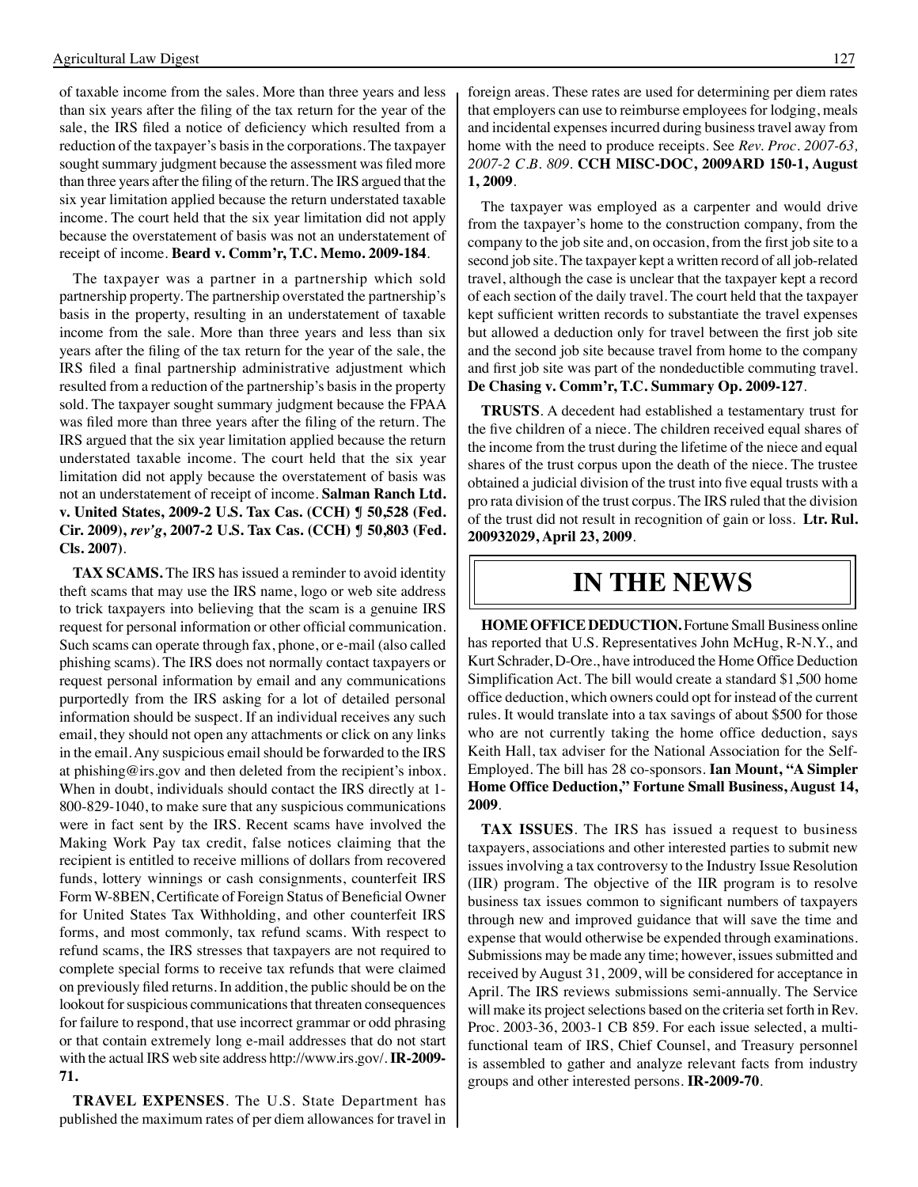of taxable income from the sales. More than three years and less than six years after the filing of the tax return for the year of the sale, the IRS filed a notice of deficiency which resulted from a reduction of the taxpayer's basis in the corporations. The taxpayer sought summary judgment because the assessment was filed more than three years after the filing of the return. The IRS argued that the six year limitation applied because the return understated taxable income. The court held that the six year limitation did not apply because the overstatement of basis was not an understatement of receipt of income. **Beard v. Comm'r, T.C. Memo. 2009-184**.

The taxpayer was a partner in a partnership which sold partnership property. The partnership overstated the partnership's basis in the property, resulting in an understatement of taxable income from the sale. More than three years and less than six years after the filing of the tax return for the year of the sale, the IRS filed a final partnership administrative adjustment which resulted from a reduction of the partnership's basis in the property sold. The taxpayer sought summary judgment because the FPAA was filed more than three years after the filing of the return. The IRS argued that the six year limitation applied because the return understated taxable income. The court held that the six year limitation did not apply because the overstatement of basis was not an understatement of receipt of income. **Salman Ranch Ltd. v. United States, 2009-2 U.S. Tax Cas. (CCH) ¶ 50,528 (Fed. Cir. 2009), *rev'g*, 2007-2 U.S. Tax Cas. (CCH) ¶ 50,803 (Fed. Cls. 2007)**.

**TAX SCAMS.** The IRS has issued a reminder to avoid identity theft scams that may use the IRS name, logo or web site address to trick taxpayers into believing that the scam is a genuine IRS request for personal information or other official communication. Such scams can operate through fax, phone, or e-mail (also called phishing scams). The IRS does not normally contact taxpayers or request personal information by email and any communications purportedly from the IRS asking for a lot of detailed personal information should be suspect. If an individual receives any such email, they should not open any attachments or click on any links in the email. Any suspicious email should be forwarded to the IRS at phishing@irs.gov and then deleted from the recipient's inbox. When in doubt, individuals should contact the IRS directly at 1-800-829-1040, to make sure that any suspicious communications were in fact sent by the IRS. Recent scams have involved the Making Work Pay tax credit, false notices claiming that the recipient is entitled to receive millions of dollars from recovered funds, lottery winnings or cash consignments, counterfeit IRS Form W-8BEN, Certificate of Foreign Status of Beneficial Owner for United States Tax Withholding, and other counterfeit IRS forms, and most commonly, tax refund scams. With respect to refund scams, the IRS stresses that taxpayers are not required to complete special forms to receive tax refunds that were claimed on previously filed returns. In addition, the public should be on the lookout for suspicious communications that threaten consequences for failure to respond, that use incorrect grammar or odd phrasing or that contain extremely long e-mail addresses that do not start with the actual IRS web site address http://www.irs.gov/. **IR-2009-71.**

**TRAVEL EXPENSES**. The U.S. State Department has published the maximum rates of per diem allowances for travel in foreign areas. These rates are used for determining per diem rates that employers can use to reimburse employees for lodging, meals and incidental expenses incurred during business travel away from home with the need to produce receipts. See *Rev. Proc. 2007-63, 2007-2 C.B. 809*. **CCH MISC-DOC, 2009ARD 150-1, August 1, 2009**.

The taxpayer was employed as a carpenter and would drive from the taxpayer's home to the construction company, from the company to the job site and, on occasion, from the first job site to a second job site. The taxpayer kept a written record of all job-related travel, although the case is unclear that the taxpayer kept a record of each section of the daily travel. The court held that the taxpayer kept sufficient written records to substantiate the travel expenses but allowed a deduction only for travel between the first job site and the second job site because travel from home to the company and first job site was part of the nondeductible commuting travel. **De Chasing v. Comm'r, T.C. Summary Op. 2009-127**.

**TRUSTS**. A decedent had established a testamentary trust for the five children of a niece. The children received equal shares of the income from the trust during the lifetime of the niece and equal shares of the trust corpus upon the death of the niece. The trustee obtained a judicial division of the trust into five equal trusts with a pro rata division of the trust corpus. The IRS ruled that the division of the trust did not result in recognition of gain or loss. **Ltr. Rul. 200932029, April 23, 2009**.

# IN THE NEWS

**HOME OFFICE DEDUCTION.** Fortune Small Business online has reported that U.S. Representatives John McHug, R-N.Y., and Kurt Schrader, D-Ore., have introduced the Home Office Deduction Simplification Act. The bill would create a standard $1,500 home office deduction, which owners could opt for instead of the current rules. It would translate into a tax savings of about $500 for those who are not currently taking the home office deduction, says Keith Hall, tax adviser for the National Association for the Self-Employed. The bill has 28 co-sponsors. **Ian Mount, "A Simpler Home Office Deduction," Fortune Small Business, August 14, 2009**.

**TAX ISSUES**. The IRS has issued a request to business taxpayers, associations and other interested parties to submit new issues involving a tax controversy to the Industry Issue Resolution (IIR) program. The objective of the IIR program is to resolve business tax issues common to significant numbers of taxpayers through new and improved guidance that will save the time and expense that would otherwise be expended through examinations. Submissions may be made any time; however, issues submitted and received by August 31, 2009, will be considered for acceptance in April. The IRS reviews submissions semi-annually. The Service will make its project selections based on the criteria set forth in Rev. Proc. 2003-36, 2003-1 CB 859. For each issue selected, a multi-functional team of IRS, Chief Counsel, and Treasury personnel is assembled to gather and analyze relevant facts from industry groups and other interested persons. **IR-2009-70**.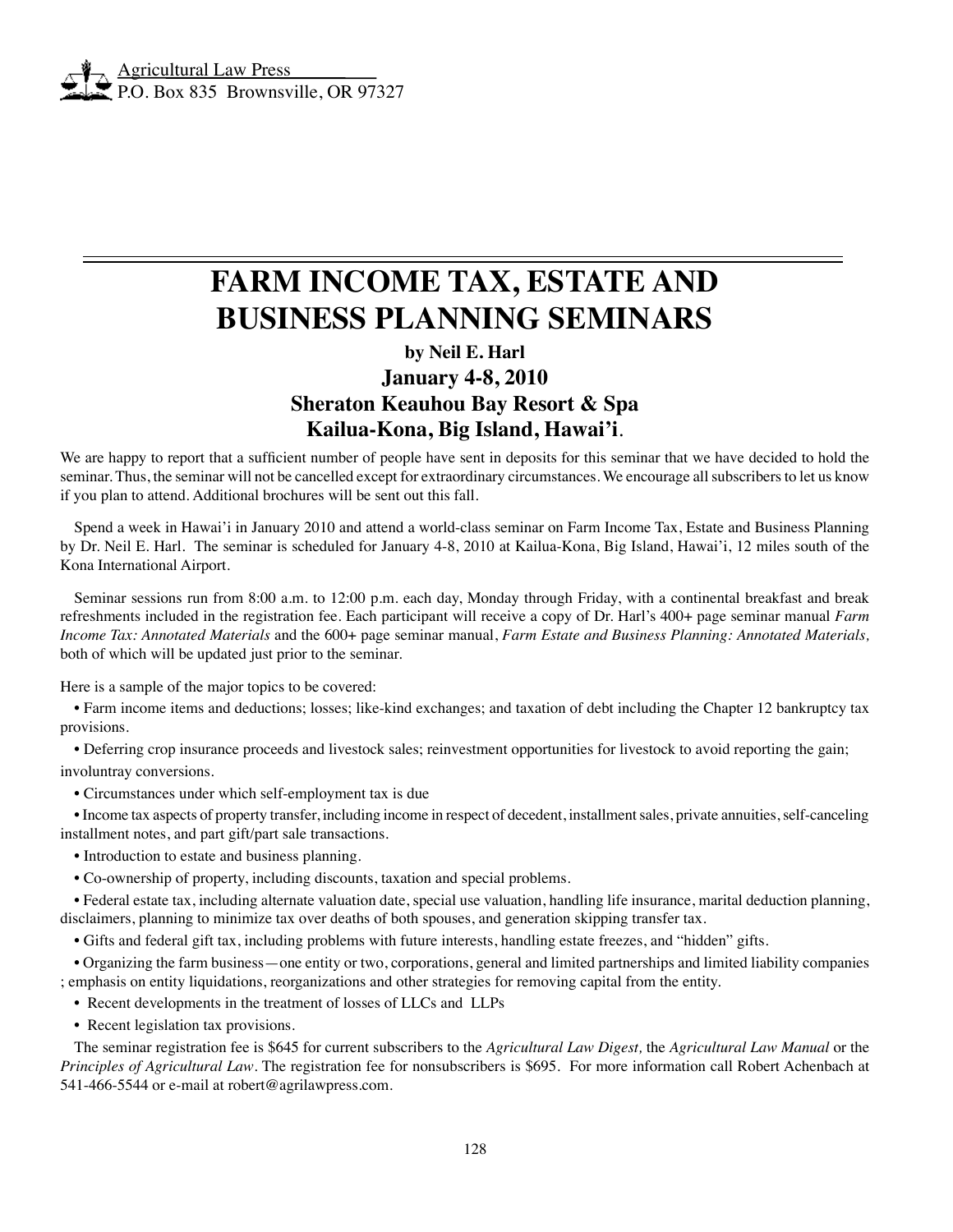Agricultural Law Press
P.O. Box 835 Brownsville, OR 97327

# FARM INCOME TAX, ESTATE AND BUSINESS PLANNING SEMINARS

**by Neil E. Harl**

**January 4-8, 2010**

**Sheraton Keauhou Bay Resort & Spa**

**Kailua-Kona, Big Island, Hawai'i.**

We are happy to report that a sufficient number of people have sent in deposits for this seminar that we have decided to hold the seminar. Thus, the seminar will not be cancelled except for extraordinary circumstances. We encourage all subscribers to let us know if you plan to attend. Additional brochures will be sent out this fall.

Spend a week in Hawai'i in January 2010 and attend a world-class seminar on Farm Income Tax, Estate and Business Planning by Dr. Neil E. Harl. The seminar is scheduled for January 4-8, 2010 at Kailua-Kona, Big Island, Hawai'i, 12 miles south of the Kona International Airport.

Seminar sessions run from 8:00 a.m. to 12:00 p.m. each day, Monday through Friday, with a continental breakfast and break refreshments included in the registration fee. Each participant will receive a copy of Dr. Harl's 400+ page seminar manual *Farm Income Tax: Annotated Materials* and the 600+ page seminar manual, *Farm Estate and Business Planning: Annotated Materials,* both of which will be updated just prior to the seminar.

Here is a sample of the major topics to be covered:

- Farm income items and deductions; losses; like-kind exchanges; and taxation of debt including the Chapter 12 bankruptcy tax provisions.
- Deferring crop insurance proceeds and livestock sales; reinvestment opportunities for livestock to avoid reporting the gain; involuntray conversions.
- Circumstances under which self-employment tax is due
- Income tax aspects of property transfer, including income in respect of decedent, installment sales, private annuities, self-canceling installment notes, and part gift/part sale transactions.
- Introduction to estate and business planning.
- Co-ownership of property, including discounts, taxation and special problems.
- Federal estate tax, including alternate valuation date, special use valuation, handling life insurance, marital deduction planning, disclaimers, planning to minimize tax over deaths of both spouses, and generation skipping transfer tax.
- Gifts and federal gift tax, including problems with future interests, handling estate freezes, and "hidden" gifts.
- Organizing the farm business—one entity or two, corporations, general and limited partnerships and limited liability companies ; emphasis on entity liquidations, reorganizations and other strategies for removing capital from the entity.
- Recent developments in the treatment of losses of LLCs and LLPs
- Recent legislation tax provisions.

The seminar registration fee is $645 for current subscribers to the *Agricultural Law Digest,* the *Agricultural Law Manual* or the *Principles of Agricultural Law*. The registration fee for nonsubscribers is $695. For more information call Robert Achenbach at 541-466-5544 or e-mail at robert@agrilawpress.com.